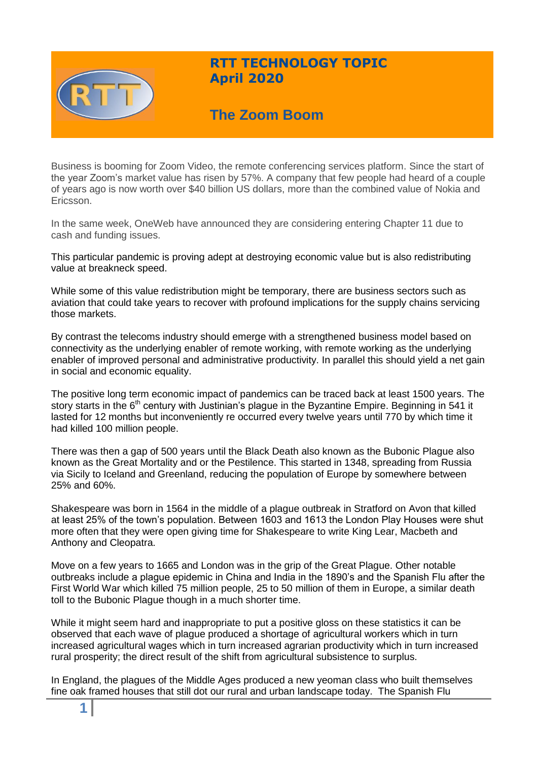# RTT TECHNOLOGY TOPIC
## April 2020

## The Zoom Boom

Business is booming for Zoom Video, the remote conferencing services platform. Since the start of the year Zoom's market value has risen by 57%. A company that few people had heard of a couple of years ago is now worth over $40 billion US dollars, more than the combined value of Nokia and Ericsson.

In the same week, OneWeb have announced they are considering entering Chapter 11 due to cash and funding issues.

This particular pandemic is proving adept at destroying economic value but is also redistributing value at breakneck speed.

While some of this value redistribution might be temporary, there are business sectors such as aviation that could take years to recover with profound implications for the supply chains servicing those markets.

By contrast the telecoms industry should emerge with a strengthened business model based on connectivity as the underlying enabler of remote working, with remote working as the underlying enabler of improved personal and administrative productivity. In parallel this should yield a net gain in social and economic equality.

The positive long term economic impact of pandemics can be traced back at least 1500 years. The story starts in the 6th century with Justinian's plague in the Byzantine Empire. Beginning in 541 it lasted for 12 months but inconveniently re occurred every twelve years until 770 by which time it had killed 100 million people.

There was then a gap of 500 years until the Black Death also known as the Bubonic Plague also known as the Great Mortality and or the Pestilence. This started in 1348, spreading from Russia via Sicily to Iceland and Greenland, reducing the population of Europe by somewhere between 25% and 60%.

Shakespeare was born in 1564 in the middle of a plague outbreak in Stratford on Avon that killed at least 25% of the town's population. Between 1603 and 1613 the London Play Houses were shut more often that they were open giving time for Shakespeare to write King Lear, Macbeth and Anthony and Cleopatra.

Move on a few years to 1665 and London was in the grip of the Great Plague. Other notable outbreaks include a plague epidemic in China and India in the 1890's and the Spanish Flu after the First World War which killed 75 million people, 25 to 50 million of them in Europe, a similar death toll to the Bubonic Plague though in a much shorter time.

While it might seem hard and inappropriate to put a positive gloss on these statistics it can be observed that each wave of plague produced a shortage of agricultural workers which in turn increased agricultural wages which in turn increased agrarian productivity which in turn increased rural prosperity; the direct result of the shift from agricultural subsistence to surplus.

In England, the plagues of the Middle Ages produced a new yeoman class who built themselves fine oak framed houses that still dot our rural and urban landscape today. The Spanish Flu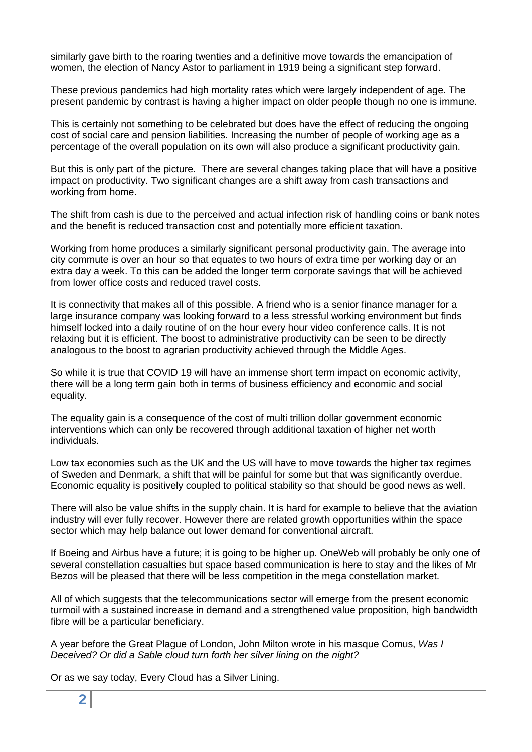similarly gave birth to the roaring twenties and a definitive move towards the emancipation of women, the election of Nancy Astor to parliament in 1919 being a significant step forward.

These previous pandemics had high mortality rates which were largely independent of age. The present pandemic by contrast is having a higher impact on older people though no one is immune.

This is certainly not something to be celebrated but does have the effect of reducing the ongoing cost of social care and pension liabilities. Increasing the number of people of working age as a percentage of the overall population on its own will also produce a significant productivity gain.

But this is only part of the picture. There are several changes taking place that will have a positive impact on productivity. Two significant changes are a shift away from cash transactions and working from home.

The shift from cash is due to the perceived and actual infection risk of handling coins or bank notes and the benefit is reduced transaction cost and potentially more efficient taxation.

Working from home produces a similarly significant personal productivity gain. The average into city commute is over an hour so that equates to two hours of extra time per working day or an extra day a week. To this can be added the longer term corporate savings that will be achieved from lower office costs and reduced travel costs.

It is connectivity that makes all of this possible. A friend who is a senior finance manager for a large insurance company was looking forward to a less stressful working environment but finds himself locked into a daily routine of on the hour every hour video conference calls. It is not relaxing but it is efficient. The boost to administrative productivity can be seen to be directly analogous to the boost to agrarian productivity achieved through the Middle Ages.

So while it is true that COVID 19 will have an immense short term impact on economic activity, there will be a long term gain both in terms of business efficiency and economic and social equality.

The equality gain is a consequence of the cost of multi trillion dollar government economic interventions which can only be recovered through additional taxation of higher net worth individuals.

Low tax economies such as the UK and the US will have to move towards the higher tax regimes of Sweden and Denmark, a shift that will be painful for some but that was significantly overdue. Economic equality is positively coupled to political stability so that should be good news as well.

There will also be value shifts in the supply chain. It is hard for example to believe that the aviation industry will ever fully recover. However there are related growth opportunities within the space sector which may help balance out lower demand for conventional aircraft.

If Boeing and Airbus have a future; it is going to be higher up. OneWeb will probably be only one of several constellation casualties but space based communication is here to stay and the likes of Mr Bezos will be pleased that there will be less competition in the mega constellation market.

All of which suggests that the telecommunications sector will emerge from the present economic turmoil with a sustained increase in demand and a strengthened value proposition, high bandwidth fibre will be a particular beneficiary.

A year before the Great Plague of London, John Milton wrote in his masque Comus, *Was I Deceived? Or did a Sable cloud turn forth her silver lining on the night?*

Or as we say today, Every Cloud has a Silver Lining.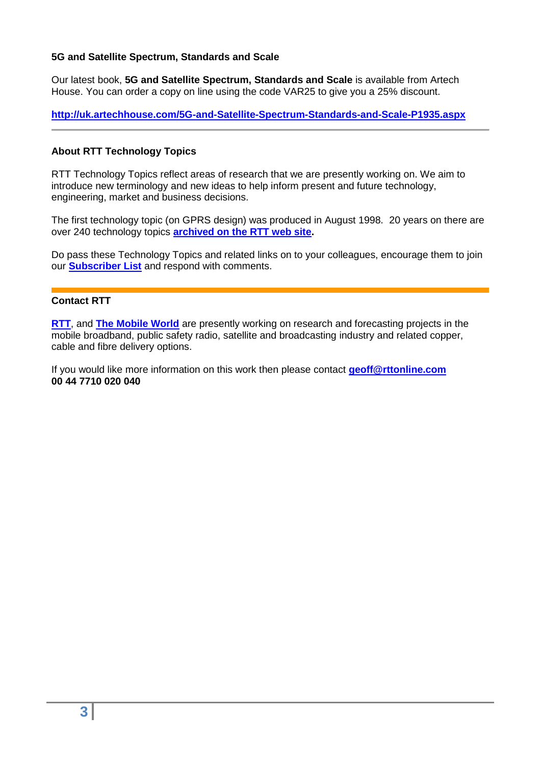### 5G and Satellite Spectrum, Standards and Scale

Our latest book, **5G and Satellite Spectrum, Standards and Scale** is available from Artech House. You can order a copy on line using the code VAR25 to give you a 25% discount.

**http://uk.artechhouse.com/5G-and-Satellite-Spectrum-Standards-and-Scale-P1935.aspx**

---

### About RTT Technology Topics

RTT Technology Topics reflect areas of research that we are presently working on. We aim to introduce new terminology and new ideas to help inform present and future technology, engineering, market and business decisions.

The first technology topic (on GPRS design) was produced in August 1998. 20 years on there are over 240 technology topics **archived on the RTT web site.**

Do pass these Technology Topics and related links on to your colleagues, encourage them to join our **Subscriber List** and respond with comments.

---

### Contact RTT

**RTT**, and **The Mobile World** are presently working on research and forecasting projects in the mobile broadband, public safety radio, satellite and broadcasting industry and related copper, cable and fibre delivery options.

If you would like more information on this work then please contact **geoff@rttonline.com**
**00 44 7710 020 040**